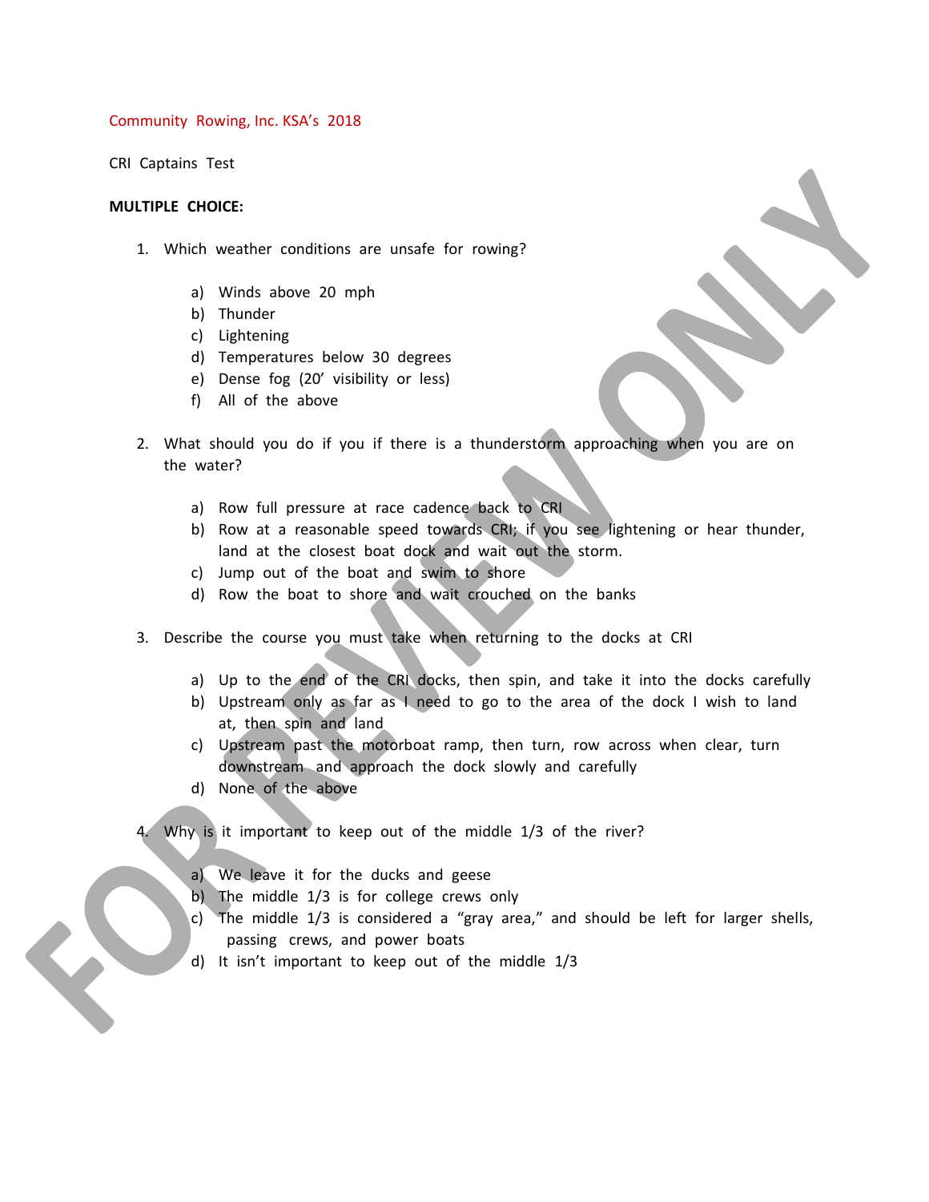Community Rowing, Inc. KSA's 2018

CRI Captains Test

**MULTIPLE CHOICE:**

1. Which weather conditions are unsafe for rowing?

   a) Winds above 20 mph
   b) Thunder
   c) Lightening
   d) Temperatures below 30 degrees
   e) Dense fog (20' visibility or less)
   f) All of the above

2. What should you do if you if there is a thunderstorm approaching when you are on the water?

   a) Row full pressure at race cadence back to CRI
   b) Row at a reasonable speed towards CRI; if you see lightening or hear thunder, land at the closest boat dock and wait out the storm.
   c) Jump out of the boat and swim to shore
   d) Row the boat to shore and wait crouched on the banks

3. Describe the course you must take when returning to the docks at CRI

   a) Up to the end of the CRI docks, then spin, and take it into the docks carefully
   b) Upstream only as far as I need to go to the area of the dock I wish to land at, then spin and land
   c) Upstream past the motorboat ramp, then turn, row across when clear, turn downstream and approach the dock slowly and carefully
   d) None of the above

4. Why is it important to keep out of the middle 1/3 of the river?

   a) We leave it for the ducks and geese
   b) The middle 1/3 is for college crews only
   c) The middle 1/3 is considered a "gray area," and should be left for larger shells, passing crews, and power boats
   d) It isn't important to keep out of the middle 1/3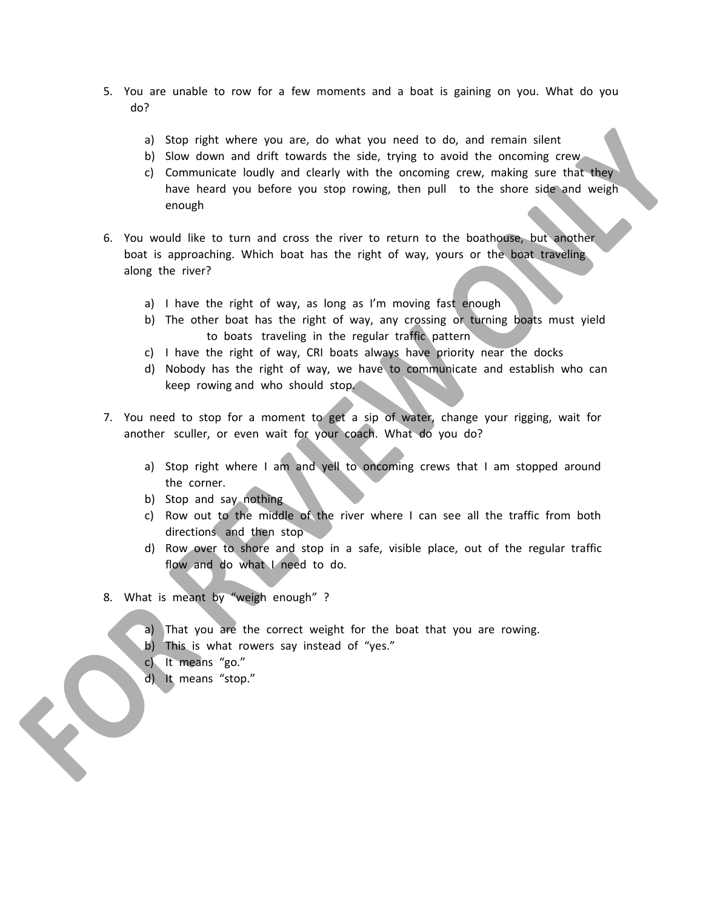5. You are unable to row for a few moments and a boat is gaining on you. What do you do?

   a) Stop right where you are, do what you need to do, and remain silent
   b) Slow down and drift towards the side, trying to avoid the oncoming crew
   c) Communicate loudly and clearly with the oncoming crew, making sure that they have heard you before you stop rowing, then pull to the shore side and weigh enough

6. You would like to turn and cross the river to return to the boathouse, but another boat is approaching. Which boat has the right of way, yours or the boat traveling along the river?

   a) I have the right of way, as long as I'm moving fast enough
   b) The other boat has the right of way, any crossing or turning boats must yield to boats traveling in the regular traffic pattern
   c) I have the right of way, CRI boats always have priority near the docks
   d) Nobody has the right of way, we have to communicate and establish who can keep rowing and who should stop.

7. You need to stop for a moment to get a sip of water, change your rigging, wait for another sculler, or even wait for your coach. What do you do?

   a) Stop right where I am and yell to oncoming crews that I am stopped around the corner.
   b) Stop and say nothing
   c) Row out to the middle of the river where I can see all the traffic from both directions and then stop
   d) Row over to shore and stop in a safe, visible place, out of the regular traffic flow and do what I need to do.

8. What is meant by "weigh enough" ?

   a) That you are the correct weight for the boat that you are rowing.
   b) This is what rowers say instead of "yes."
   c) It means "go."
   d) It means "stop."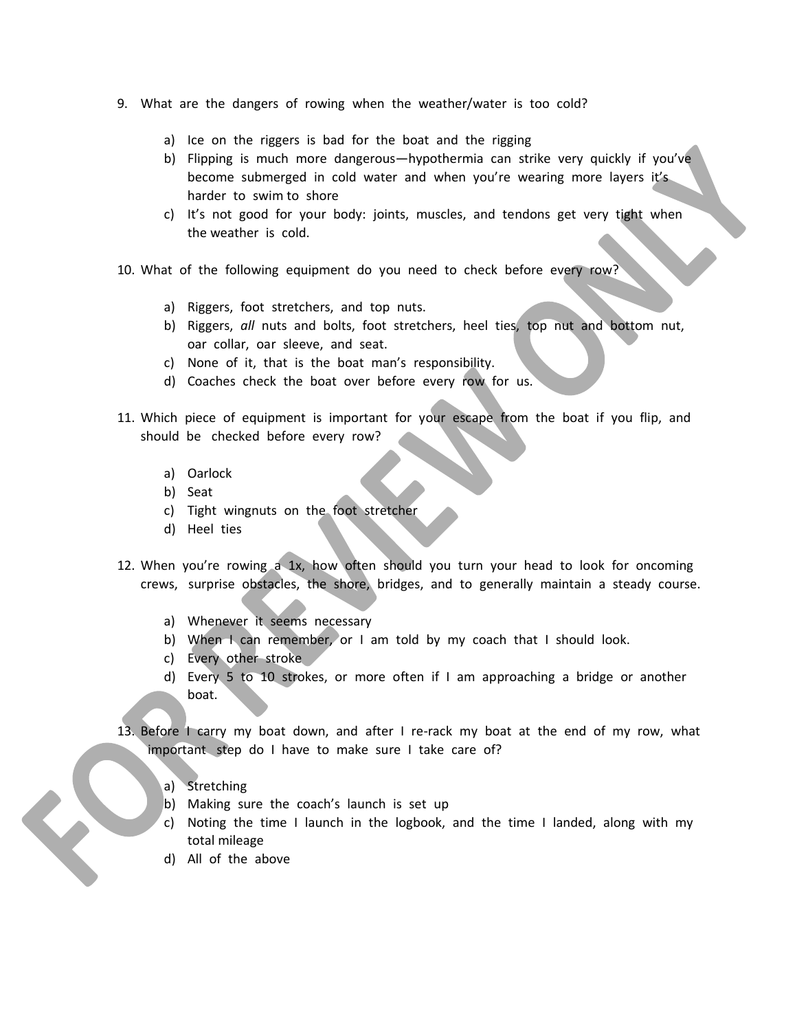9. What are the dangers of rowing when the weather/water is too cold?

    a) Ice on the riggers is bad for the boat and the rigging
    b) Flipping is much more dangerous—hypothermia can strike very quickly if you've become submerged in cold water and when you're wearing more layers it's harder to swim to shore
    c) It's not good for your body: joints, muscles, and tendons get very tight when the weather is cold.

10. What of the following equipment do you need to check before every row?

    a) Riggers, foot stretchers, and top nuts.
    b) Riggers, *all* nuts and bolts, foot stretchers, heel ties, top nut and bottom nut, oar collar, oar sleeve, and seat.
    c) None of it, that is the boat man's responsibility.
    d) Coaches check the boat over before every row for us.

11. Which piece of equipment is important for your escape from the boat if you flip, and should be checked before every row?

    a) Oarlock
    b) Seat
    c) Tight wingnuts on the foot stretcher
    d) Heel ties

12. When you're rowing a 1x, how often should you turn your head to look for oncoming crews, surprise obstacles, the shore, bridges, and to generally maintain a steady course.

    a) Whenever it seems necessary
    b) When I can remember, or I am told by my coach that I should look.
    c) Every other stroke
    d) Every 5 to 10 strokes, or more often if I am approaching a bridge or another boat.

13. Before I carry my boat down, and after I re-rack my boat at the end of my row, what important step do I have to make sure I take care of?

    a) Stretching
    b) Making sure the coach's launch is set up
    c) Noting the time I launch in the logbook, and the time I landed, along with my total mileage
    d) All of the above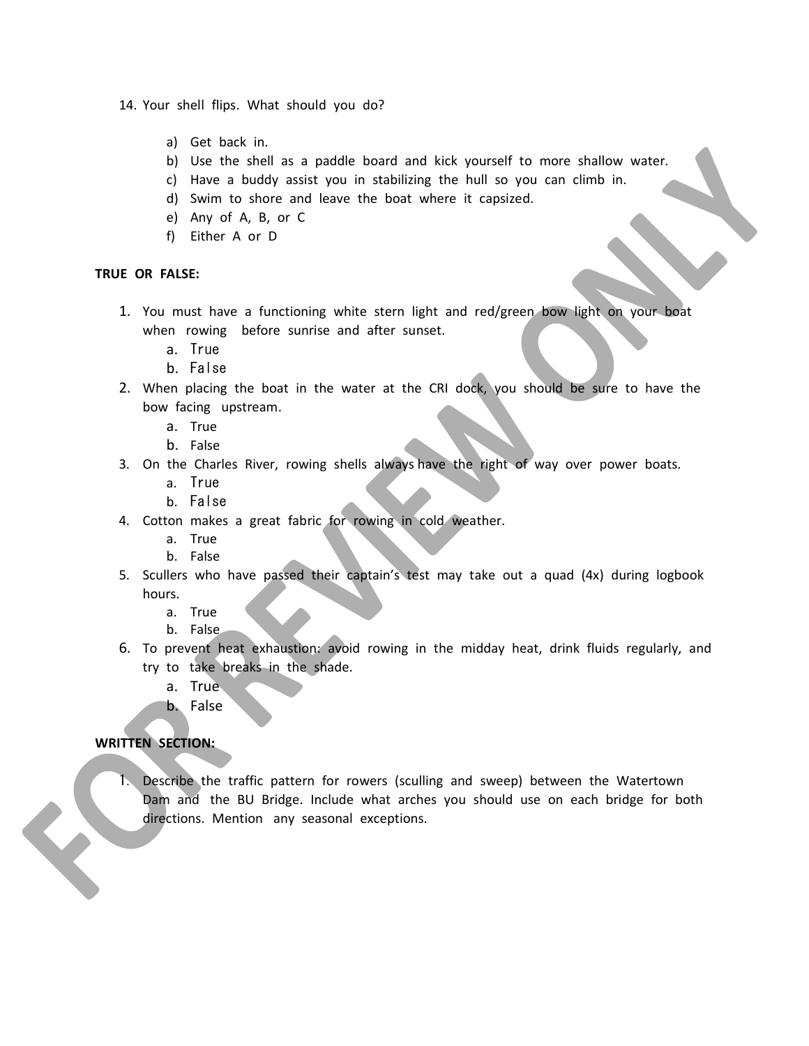14. Your shell flips. What should you do?

    a) Get back in.
    b) Use the shell as a paddle board and kick yourself to more shallow water.
    c) Have a buddy assist you in stabilizing the hull so you can climb in.
    d) Swim to shore and leave the boat where it capsized.
    e) Any of A, B, or C
    f) Either A or D

**TRUE OR FALSE:**

1. You must have a functioning white stern light and red/green bow light on your boat when rowing before sunrise and after sunset.
    a. True
    b. False
2. When placing the boat in the water at the CRI dock, you should be sure to have the bow facing upstream.
    a. True
    b. False
3. On the Charles River, rowing shells always have the right of way over power boats.
    a. True
    b. False
4. Cotton makes a great fabric for rowing in cold weather.
    a. True
    b. False
5. Scullers who have passed their captain's test may take out a quad (4x) during logbook hours.
    a. True
    b. False
6. To prevent heat exhaustion: avoid rowing in the midday heat, drink fluids regularly, and try to take breaks in the shade.
    a. True
    b. False

**WRITTEN SECTION:**

1. Describe the traffic pattern for rowers (sculling and sweep) between the Watertown Dam and the BU Bridge. Include what arches you should use on each bridge for both directions. Mention any seasonal exceptions.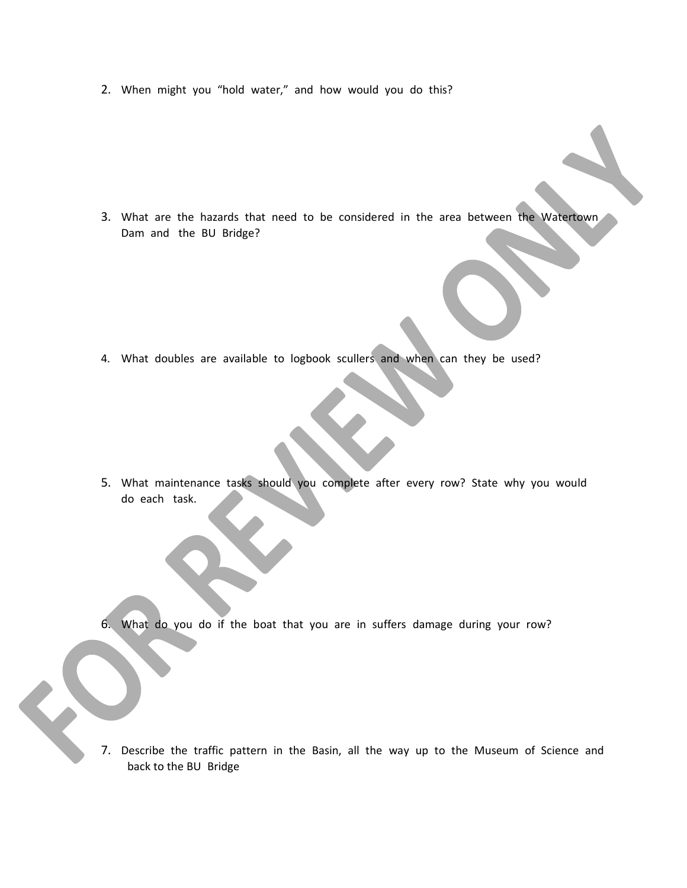2. When might you "hold water," and how would you do this?

3. What are the hazards that need to be considered in the area between the Watertown Dam and the BU Bridge?

4. What doubles are available to logbook scullers and when can they be used?

5. What maintenance tasks should you complete after every row? State why you would do each task.

6. What do you do if the boat that you are in suffers damage during your row?

7. Describe the traffic pattern in the Basin, all the way up to the Museum of Science and back to the BU Bridge